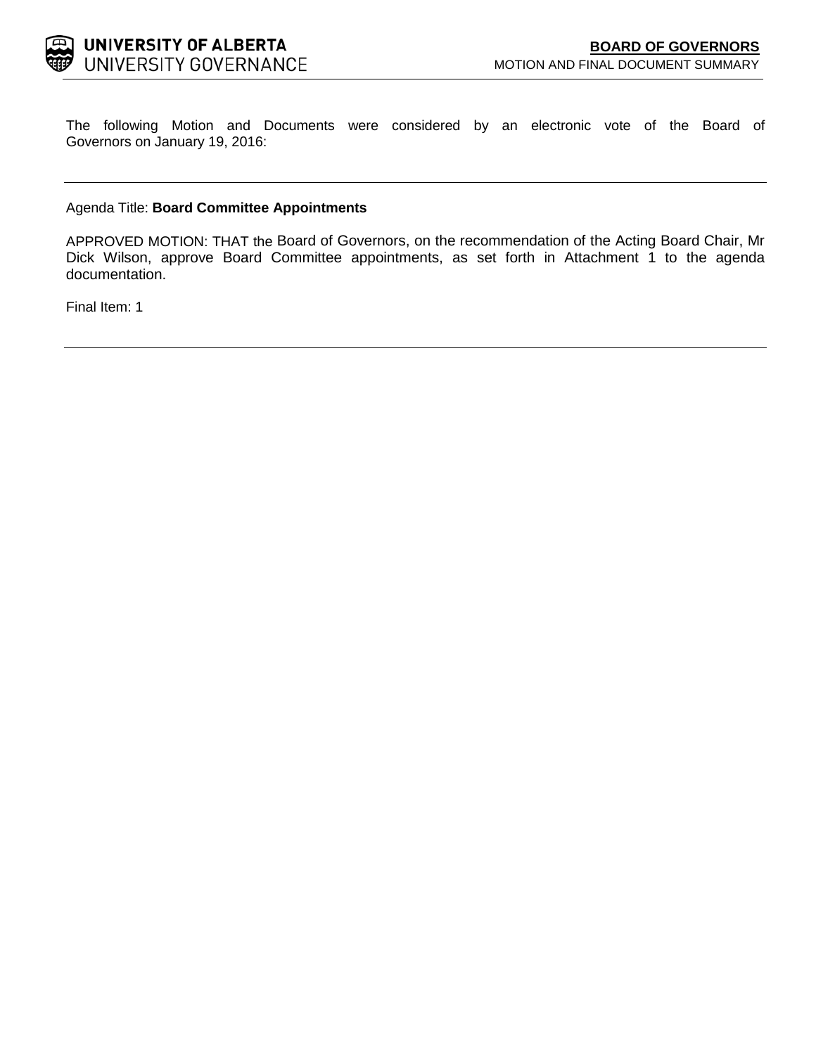**UNIVERSITY OF ALBERTA**
UNIVERSITY GOVERNANCE

**BOARD OF GOVERNORS**
MOTION AND FINAL DOCUMENT SUMMARY

The following Motion and Documents were considered by an electronic vote of the Board of Governors on January 19, 2016:

---

Agenda Title: **Board Committee Appointments**

APPROVED MOTION: THAT the Board of Governors, on the recommendation of the Acting Board Chair, Mr Dick Wilson, approve Board Committee appointments, as set forth in Attachment 1 to the agenda documentation.

Final Item: 1

---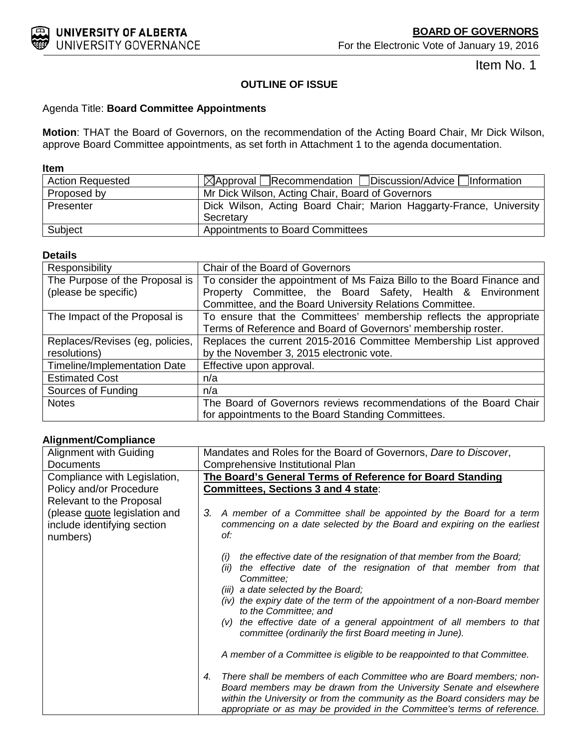**BOARD OF GOVERNORS**

For the Electronic Vote of January 19, 2016

Item No. 1

**OUTLINE OF ISSUE**

Agenda Title: **Board Committee Appointments**

**Motion**: THAT the Board of Governors, on the recommendation of the Acting Board Chair, Mr Dick Wilson, approve Board Committee appointments, as set forth in Attachment 1 to the agenda documentation.

**Item**

| | |
|---|---|
| Action Requested | ☒Approval ☐Recommendation ☐Discussion/Advice ☐Information |
| Proposed by | Mr Dick Wilson, Acting Chair, Board of Governors |
| Presenter | Dick Wilson, Acting Board Chair; Marion Haggarty-France, University Secretary |
| Subject | Appointments to Board Committees |

**Details**

| | |
|---|---|
| Responsibility | Chair of the Board of Governors |
| The Purpose of the Proposal is (please be specific) | To consider the appointment of Ms Faiza Billo to the Board Finance and Property Committee, the Board Safety, Health & Environment Committee, and the Board University Relations Committee. |
| The Impact of the Proposal is | To ensure that the Committees' membership reflects the appropriate Terms of Reference and Board of Governors' membership roster. |
| Replaces/Revises (eg, policies, resolutions) | Replaces the current 2015-2016 Committee Membership List approved by the November 3, 2015 electronic vote. |
| Timeline/Implementation Date | Effective upon approval. |
| Estimated Cost | n/a |
| Sources of Funding | n/a |
| Notes | The Board of Governors reviews recommendations of the Board Chair for appointments to the Board Standing Committees. |

**Alignment/Compliance**

| | |
|---|---|
| Alignment with Guiding Documents | Mandates and Roles for the Board of Governors, *Dare to Discover*, Comprehensive Institutional Plan |
| Compliance with Legislation, Policy and/or Procedure Relevant to the Proposal (please quote legislation and include identifying section numbers) | **The Board's General Terms of Reference for Board Standing Committees, Sections 3 and 4 state**:<br><br>*3. A member of a Committee shall be appointed by the Board for a term commencing on a date selected by the Board and expiring on the earliest of:*<br><br>*(i) the effective date of the resignation of that member from the Board;*<br>*(ii) the effective date of the resignation of that member from that Committee;*<br>*(iii) a date selected by the Board;*<br>*(iv) the expiry date of the term of the appointment of a non-Board member to the Committee; and*<br>*(v) the effective date of a general appointment of all members to that committee (ordinarily the first Board meeting in June).*<br><br>*A member of a Committee is eligible to be reappointed to that Committee.*<br><br>*4. There shall be members of each Committee who are Board members; non-Board members may be drawn from the University Senate and elsewhere within the University or from the community as the Board considers may be appropriate or as may be provided in the Committee's terms of reference.* |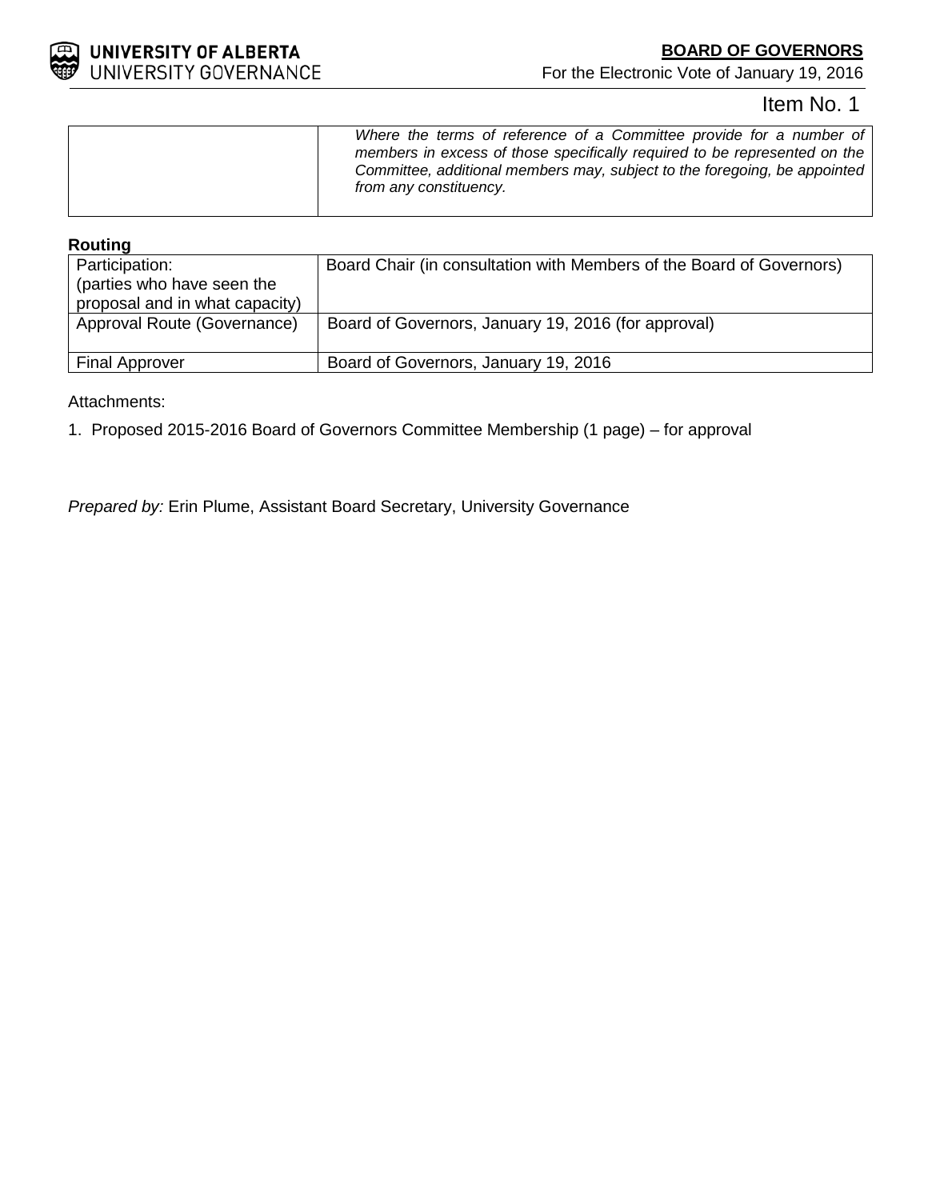| | *Where the terms of reference of a Committee provide for a number of members in excess of those specifically required to be represented on the Committee, additional members may, subject to the foregoing, be appointed from any constituency.* |
|---|---|

**Routing**

| Participation: (parties who have seen the proposal and in what capacity) | Board Chair (in consultation with Members of the Board of Governors) |
|---|---|
| Approval Route (Governance) | Board of Governors, January 19, 2016 (for approval) |
| Final Approver | Board of Governors, January 19, 2016 |

Attachments:

1. Proposed 2015-2016 Board of Governors Committee Membership (1 page) – for approval

*Prepared by:* Erin Plume, Assistant Board Secretary, University Governance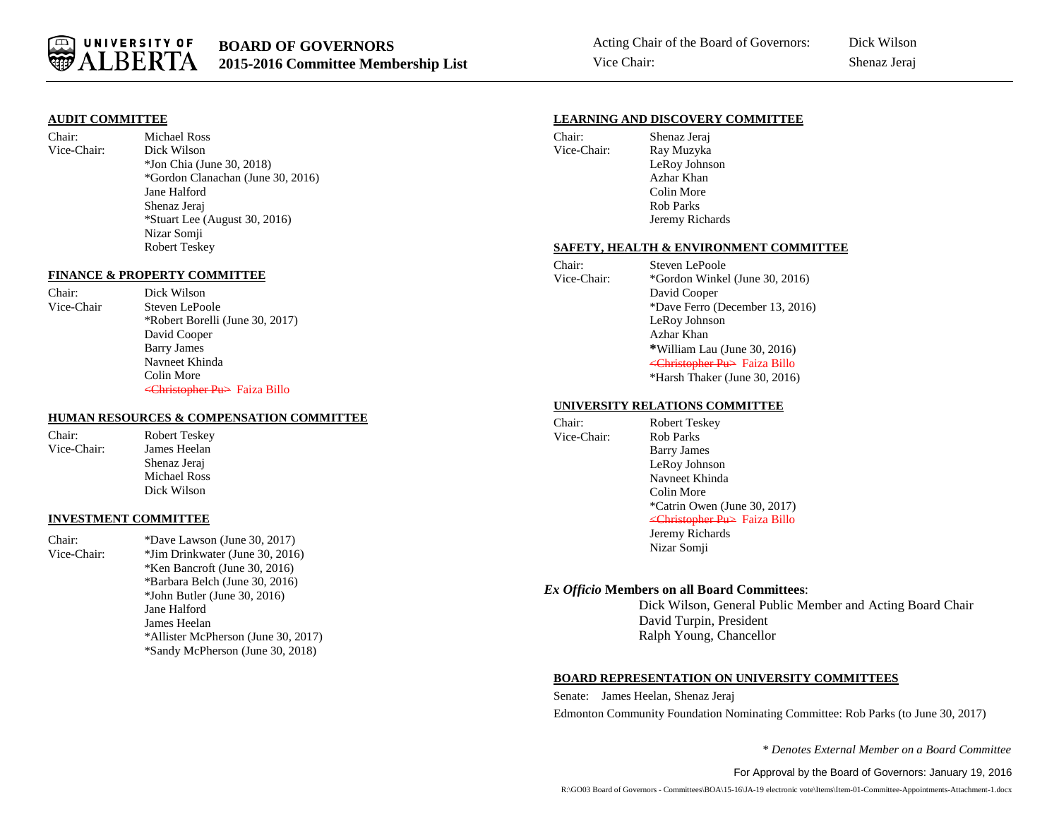UNIVERSITY OF ALBERTA

# BOARD OF GOVERNORS
## 2015-2016 Committee Membership List

Acting Chair of the Board of Governors: Dick Wilson
Vice Chair: Shenaz Jeraj

### AUDIT COMMITTEE

Chair: Michael Ross
Vice-Chair: Dick Wilson
*Jon Chia (June 30, 2018)
*Gordon Clanachan (June 30, 2016)
Jane Halford
Shenaz Jeraj
*Stuart Lee (August 30, 2016)
Nizar Somji
Robert Teskey

### FINANCE & PROPERTY COMMITTEE

Chair: Dick Wilson
Vice-Chair: Steven LePoole
*Robert Borelli (June 30, 2017)
David Cooper
Barry James
Navneet Khinda
Colin More
~~<Christopher Pu>~~ Faiza Billo

### HUMAN RESOURCES & COMPENSATION COMMITTEE

Chair: Robert Teskey
Vice-Chair: James Heelan
Shenaz Jeraj
Michael Ross
Dick Wilson

### INVESTMENT COMMITTEE

Chair: *Dave Lawson (June 30, 2017)
Vice-Chair: *Jim Drinkwater (June 30, 2016)
*Ken Bancroft (June 30, 2016)
*Barbara Belch (June 30, 2016)
*John Butler (June 30, 2016)
Jane Halford
James Heelan
*Allister McPherson (June 30, 2017)
*Sandy McPherson (June 30, 2018)

### LEARNING AND DISCOVERY COMMITTEE

Chair: Shenaz Jeraj
Vice-Chair: Ray Muzyka
LeRoy Johnson
Azhar Khan
Colin More
Rob Parks
Jeremy Richards

### SAFETY, HEALTH & ENVIRONMENT COMMITTEE

Chair: Steven LePoole
Vice-Chair: *Gordon Winkel (June 30, 2016)
David Cooper
*Dave Ferro (December 13, 2016)
LeRoy Johnson
Azhar Khan
*William Lau (June 30, 2016)
~~<Christopher Pu>~~ Faiza Billo
*Harsh Thaker (June 30, 2016)

### UNIVERSITY RELATIONS COMMITTEE

Chair: Robert Teskey
Vice-Chair: Rob Parks
Barry James
LeRoy Johnson
Navneet Khinda
Colin More
*Catrin Owen (June 30, 2017)
~~<Christopher Pu>~~ Faiza Billo
Jeremy Richards
Nizar Somji

### *Ex Officio* Members on all Board Committees:

Dick Wilson, General Public Member and Acting Board Chair
David Turpin, President
Ralph Young, Chancellor

### BOARD REPRESENTATION ON UNIVERSITY COMMITTEES

Senate: James Heelan, Shenaz Jeraj

Edmonton Community Foundation Nominating Committee: Rob Parks (to June 30, 2017)

*\* Denotes External Member on a Board Committee*

For Approval by the Board of Governors: January 19, 2016

R:\GO03 Board of Governors - Committees\BOA\15-16\JA-19 electronic vote\Items\Item-01-Committee-Appointments-Attachment-1.docx